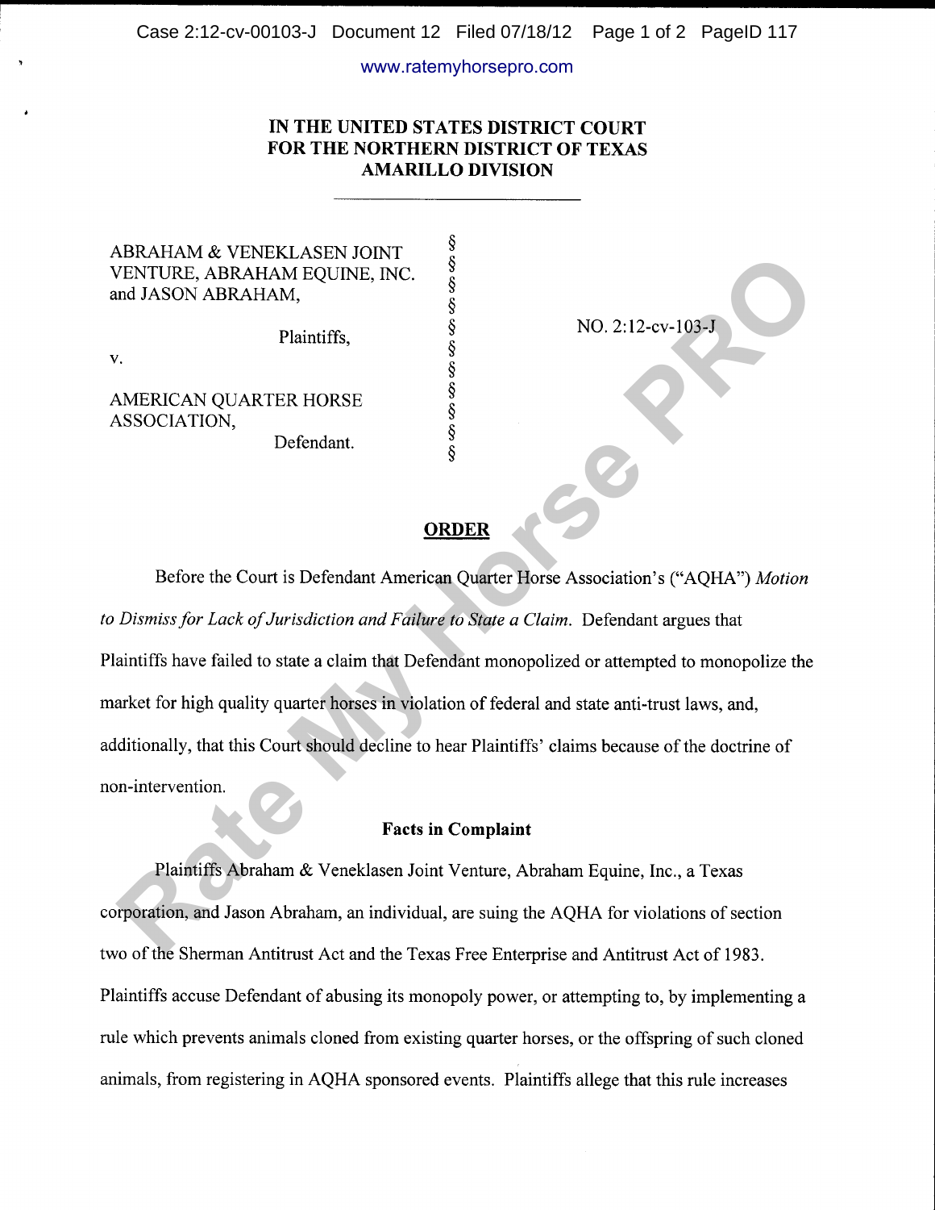# IN THE UNITED STATES DISTRICT COURT FOR THE NORTHERN DISTRICT OF TEXAS AMARILLO DIVISION

ABRAHAM & VENEKLASEN JOINT VENTURE, ABRAHAM EQUINE, INC. and JASON ABRAHAM,

Plaintiffs,

v.

AMERICAN QUARTER HORSE ASSOCIATION,

Defendant.

NO. 2:12-cv-103-J

## ORDER

Before the Court is Defendant American Quarter Horse Association's ("AQHA") *Motion to Dismiss for Lack of Jurisdiction and Failure to State a Claim*. Defendant argues that Plaintiffs have failed to state a claim that Defendant monopolized or attempted to monopolize the market for high quality quarter horses in violation of federal and state anti-trust laws, and, additionally, that this Court should decline to hear Plaintiffs' claims because of the doctrine of non-intervention.

### Facts in Complaint

Plaintiffs Abraham & Veneklasen Joint Venture, Abraham Equine, Inc., a Texas corporation, and Jason Abraham, an individual, are suing the AQHA for violations of section two of the Sherman Antitrust Act and the Texas Free Enterprise and Antitrust Act of 1983. Plaintiffs accuse Defendant of abusing its monopoly power, or attempting to, by implementing a rule which prevents animals cloned from existing quarter horses, or the offspring of such cloned animals, from registering in AQHA sponsored events. Plaintiffs allege that this rule increases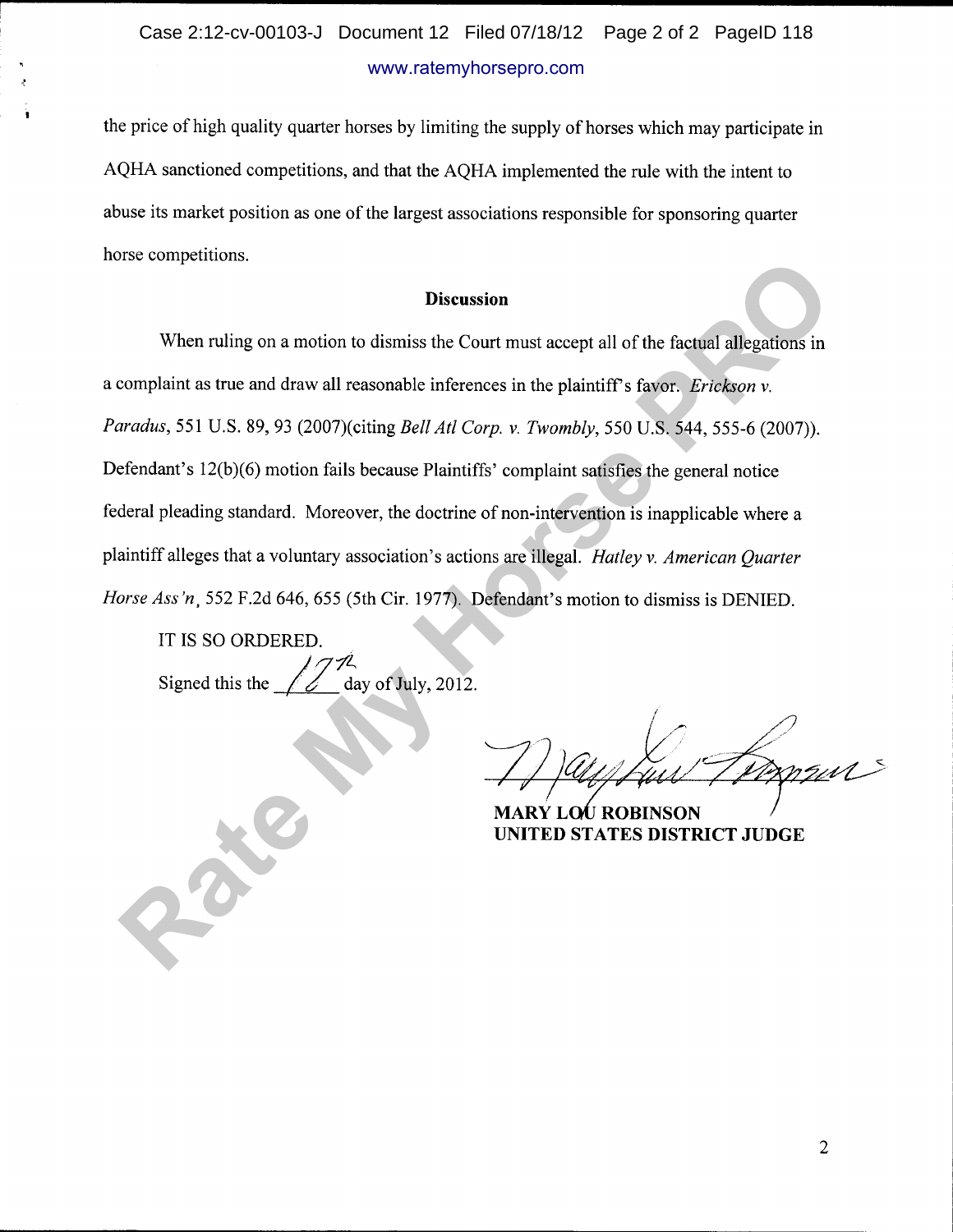the price of high quality quarter horses by limiting the supply of horses which may participate in AQHA sanctioned competitions, and that the AQHA implemented the rule with the intent to abuse its market position as one of the largest associations responsible for sponsoring quarter horse competitions.

**Discussion**

When ruling on a motion to dismiss the Court must accept all of the factual allegations in a complaint as true and draw all reasonable inferences in the plaintiff's favor. *Erickson v. Paradus*, 551 U.S. 89, 93 (2007)(citing *Bell Atl Corp. v. Twombly*, 550 U.S. 544, 555-6 (2007)). Defendant's 12(b)(6) motion fails because Plaintiffs' complaint satisfies the general notice federal pleading standard. Moreover, the doctrine of non-intervention is inapplicable where a plaintiff alleges that a voluntary association's actions are illegal. *Hatley v. American Quarter Horse Ass'n*, 552 F.2d 646, 655 (5th Cir. 1977). Defendant's motion to dismiss is DENIED.

IT IS SO ORDERED.

Signed this the 17th day of July, 2012.

**MARY LOU ROBINSON**
**UNITED STATES DISTRICT JUDGE**